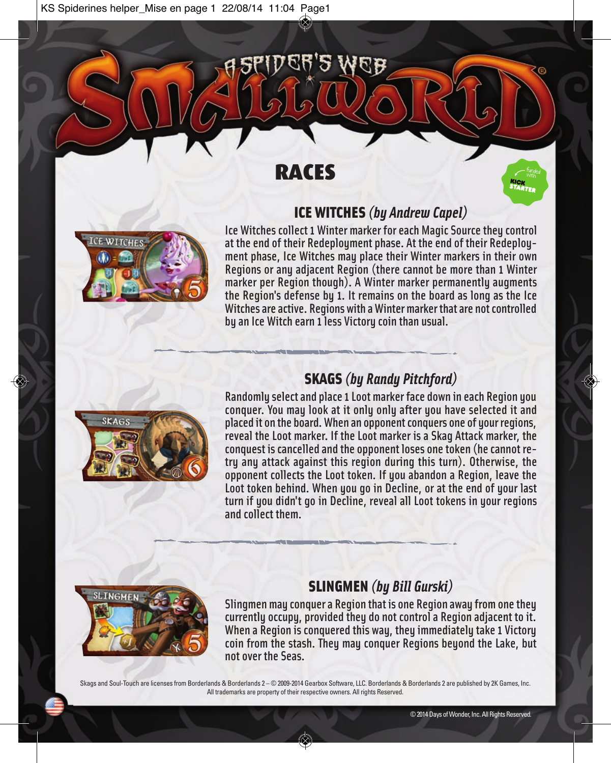# Small World: A Spider's Web

## RACES

### ICE WITCHES *(by Andrew Capel)*

Ice Witches collect 1 Winter marker for each Magic Source they control at the end of their Redeployment phase. At the end of their Redeployment phase, Ice Witches may place their Winter markers in their own Regions or any adjacent Region (there cannot be more than 1 Winter marker per Region though). A Winter marker permanently augments the Region's defense by 1. It remains on the board as long as the Ice Witches are active. Regions with a Winter marker that are not controlled by an Ice Witch earn 1 less Victory coin than usual.

### SKAGS *(by Randy Pitchford)*

Randomly select and place 1 Loot marker face down in each Region you conquer. You may look at it only only after you have selected it and placed it on the board. When an opponent conquers one of your regions, reveal the Loot marker. If the Loot marker is a Skag Attack marker, the conquest is cancelled and the opponent loses one token (he cannot re-try any attack against this region during this turn). Otherwise, the opponent collects the Loot token. If you abandon a Region, leave the Loot token behind. When you go in Decline, or at the end of your last turn if you didn't go in Decline, reveal all Loot tokens in your regions and collect them.

### SLINGMEN *(by Bill Gurski)*

Slingmen may conquer a Region that is one Region away from one they currently occupy, provided they do not control a Region adjacent to it. When a Region is conquered this way, they immediately take 1 Victory coin from the stash. They may conquer Regions beyond the Lake, but not over the Seas.

Skags and Soul-Touch are licenses from Borderlands & Borderlands 2 – © 2009-2014 Gearbox Software, LLC. Borderlands & Borderlands 2 are published by 2K Games, Inc. All trademarks are property of their respective owners. All rights Reserved.

© 2014 Days of Wonder, Inc. All Rights Reserved.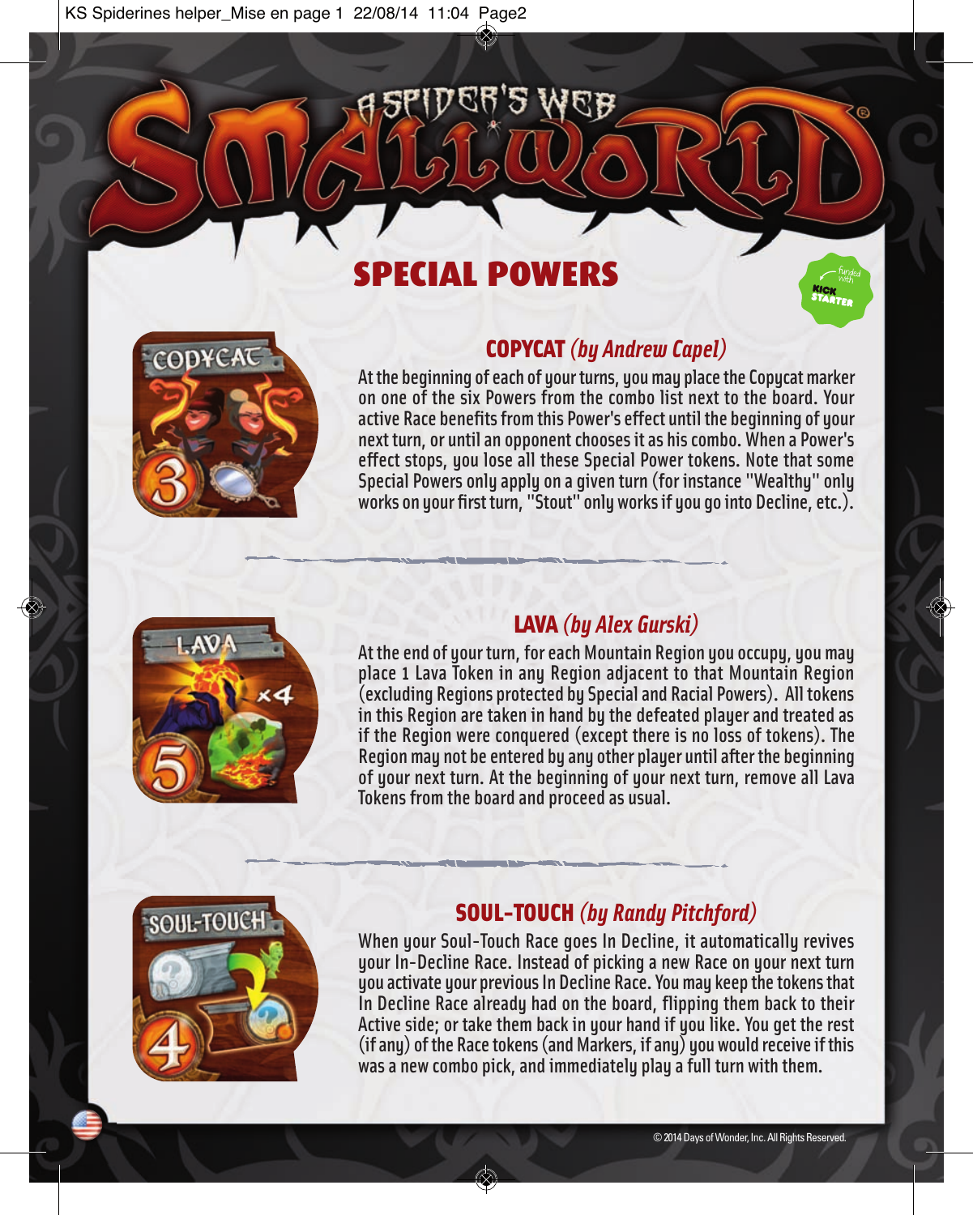# SPECIAL POWERS

## COPYCAT *(by Andrew Capel)*

At the beginning of each of your turns, you may place the Copycat marker on one of the six Powers from the combo list next to the board. Your active Race benefits from this Power's effect until the beginning of your next turn, or until an opponent chooses it as his combo. When a Power's effect stops, you lose all these Special Power tokens. Note that some Special Powers only apply on a given turn (for instance "Wealthy" only works on your first turn, "Stout" only works if you go into Decline, etc.).

## LAVA *(by Alex Gurski)*

At the end of your turn, for each Mountain Region you occupy, you may place 1 Lava Token in any Region adjacent to that Mountain Region (excluding Regions protected by Special and Racial Powers). All tokens in this Region are taken in hand by the defeated player and treated as if the Region were conquered (except there is no loss of tokens). The Region may not be entered by any other player until after the beginning of your next turn. At the beginning of your next turn, remove all Lava Tokens from the board and proceed as usual.

## SOUL-TOUCH *(by Randy Pitchford)*

When your Soul-Touch Race goes In Decline, it automatically revives your In-Decline Race. Instead of picking a new Race on your next turn you activate your previous In Decline Race. You may keep the tokens that In Decline Race already had on the board, flipping them back to their Active side; or take them back in your hand if you like. You get the rest (if any) of the Race tokens (and Markers, if any) you would receive if this was a new combo pick, and immediately play a full turn with them.